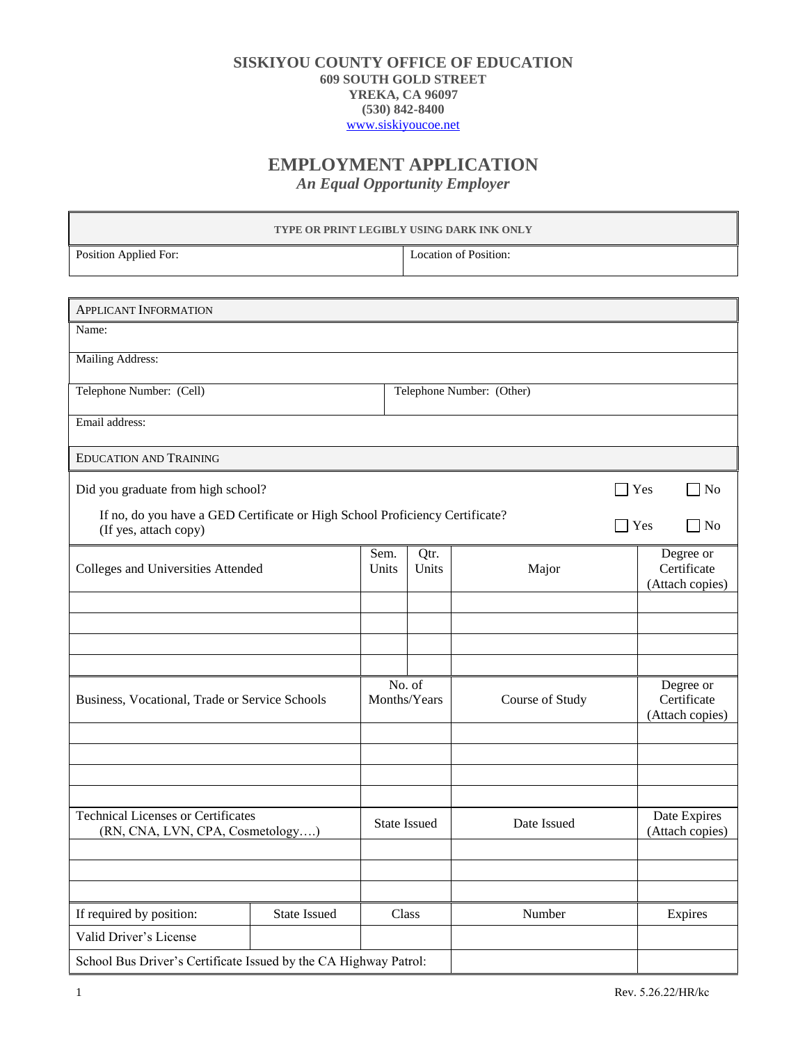# SISKIYOU COUNTY OFFICE OF EDUCATION

**609 SOUTH GOLD STREET**
**YREKA, CA 96097**
**(530) 842-8400**
www.siskiyoucoe.net

## EMPLOYMENT APPLICATION

*An Equal Opportunity Employer*

| TYPE OR PRINT LEGIBLY USING DARK INK ONLY | |
|---|---|
| Position Applied For: | Location of Position: |

| APPLICANT INFORMATION | |
|---|---|
| Name: | |
| Mailing Address: | |
| Telephone Number: (Cell) | Telephone Number: (Other) |
| Email address: | |

EDUCATION AND TRAINING

Did you graduate from high school? ☐ Yes ☐ No

If no, do you have a GED Certificate or High School Proficiency Certificate? (If yes, attach copy) ☐ Yes ☐ No

| Colleges and Universities Attended | Sem. Units | Qtr. Units | Major | Degree or Certificate (Attach copies) |
|---|---|---|---|---|
| | | | | |
| | | | | |
| | | | | |
| | | | | |

| Business, Vocational, Trade or Service Schools | No. of Months/Years | Course of Study | Degree or Certificate (Attach copies) |
|---|---|---|---|
| | | | |
| | | | |
| | | | |
| | | | |

| Technical Licenses or Certificates (RN, CNA, LVN, CPA, Cosmetology….) | State Issued | Date Issued | Date Expires (Attach copies) |
|---|---|---|---|
| | | | |
| | | | |
| | | | |

| If required by position: | State Issued | Class | Number | Expires |
|---|---|---|---|---|
| Valid Driver's License | | | | |
| School Bus Driver's Certificate Issued by the CA Highway Patrol: | | | | |

Rev. 5.26.22/HR/kc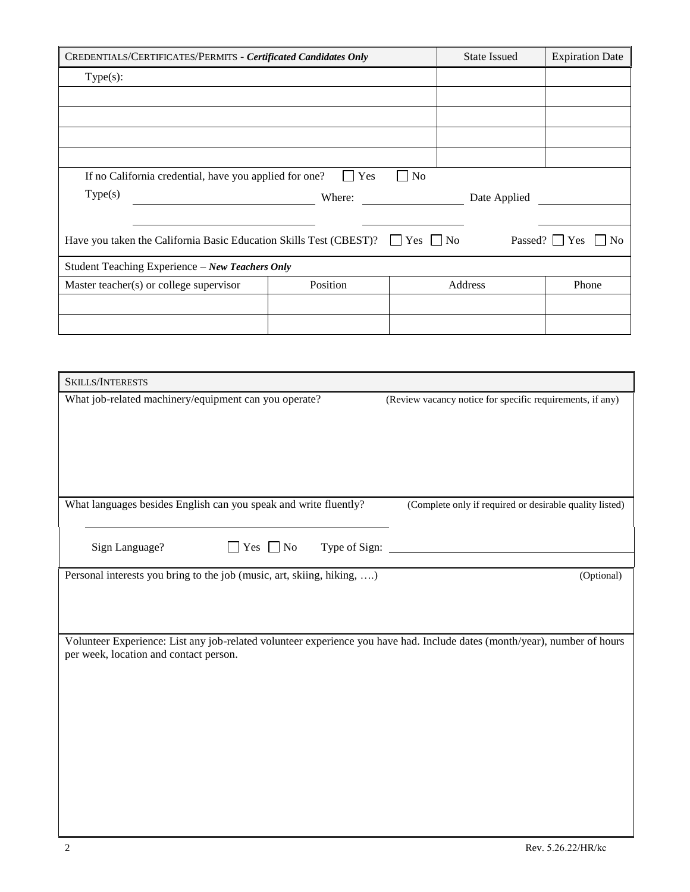| CREDENTIALS/CERTIFICATES/PERMITS - ***Certificated Candidates Only*** | State Issued | Expiration Date |
|---|---|---|
| Type(s): | | |
| | | |
| | | |
| | | |
| | | |

If no California credential, have you applied for one? ☐ Yes ☐ No

Type(s) \_\_\_\_\_\_\_\_\_\_\_\_\_\_\_\_\_\_\_\_ Where: \_\_\_\_\_\_\_\_\_\_\_\_\_\_\_\_ Date Applied \_\_\_\_\_\_\_\_\_\_\_\_

\_\_\_\_\_\_\_\_\_\_\_\_\_\_\_\_\_\_\_\_ \_\_\_\_\_\_\_\_\_\_\_\_\_\_\_\_ \_\_\_\_\_\_\_\_\_\_\_\_

Have you taken the California Basic Education Skills Test (CBEST)? ☐ Yes ☐ No Passed? ☐ Yes ☐ No

Student Teaching Experience – ***New Teachers Only***

| Master teacher(s) or college supervisor | Position | Address | Phone |
|---|---|---|---|
| | | | |
| | | | |

SKILLS/INTERESTS

What job-related machinery/equipment can you operate? (Review vacancy notice for specific requirements, if any)

What languages besides English can you speak and write fluently? (Complete only if required or desirable quality listed)

\_\_\_\_\_\_\_\_\_\_\_\_\_\_\_\_\_\_\_\_\_\_\_\_\_\_\_\_\_\_\_\_

Sign Language? ☐ Yes ☐ No Type of Sign: \_\_\_\_\_\_\_\_\_\_\_\_\_\_\_\_\_\_\_\_\_\_\_\_\_\_\_\_

Personal interests you bring to the job (music, art, skiing, hiking, ….) (Optional)

Volunteer Experience: List any job-related volunteer experience you have had. Include dates (month/year), number of hours per week, location and contact person.

Rev. 5.26.22/HR/kc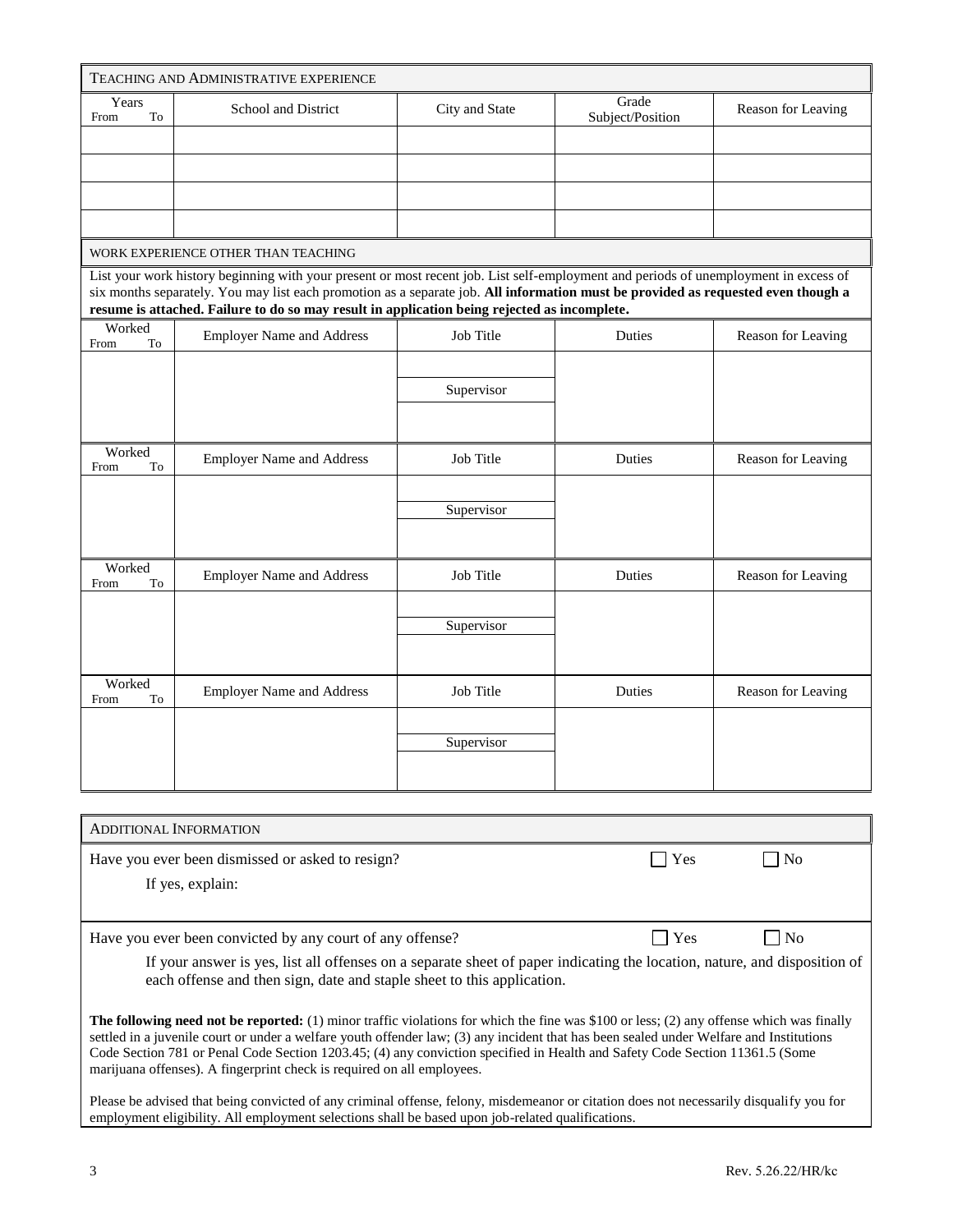## Teaching and Administrative Experience

| Years From | To | School and District | City and State | Grade Subject/Position | Reason for Leaving |
|---|---|---|---|---|---|
| | | | | | |
| | | | | | |
| | | | | | |
| | | | | | |

## Work Experience Other Than Teaching

List your work history beginning with your present or most recent job. List self-employment and periods of unemployment in excess of six months separately. You may list each promotion as a separate job. **All information must be provided as requested even though a resume is attached. Failure to do so may result in application being rejected as incomplete.**

| Worked From | To | Employer Name and Address | Job Title | Duties | Reason for Leaving |
|---|---|---|---|---|---|
| | | | | | |
| | | | Supervisor | | |
| | | | | | |

| Worked From | To | Employer Name and Address | Job Title | Duties | Reason for Leaving |
|---|---|---|---|---|---|
| | | | | | |
| | | | Supervisor | | |
| | | | | | |

| Worked From | To | Employer Name and Address | Job Title | Duties | Reason for Leaving |
|---|---|---|---|---|---|
| | | | | | |
| | | | Supervisor | | |
| | | | | | |

| Worked From | To | Employer Name and Address | Job Title | Duties | Reason for Leaving |
|---|---|---|---|---|---|
| | | | | | |
| | | | Supervisor | | |
| | | | | | |

## Additional Information

Have you ever been dismissed or asked to resign? ☐ Yes ☐ No

If yes, explain:

Have you ever been convicted by any court of any offense? ☐ Yes ☐ No

If your answer is yes, list all offenses on a separate sheet of paper indicating the location, nature, and disposition of each offense and then sign, date and staple sheet to this application.

**The following need not be reported:** (1) minor traffic violations for which the fine was $100 or less; (2) any offense which was finally settled in a juvenile court or under a welfare youth offender law; (3) any incident that has been sealed under Welfare and Institutions Code Section 781 or Penal Code Section 1203.45; (4) any conviction specified in Health and Safety Code Section 11361.5 (Some marijuana offenses). A fingerprint check is required on all employees.

Please be advised that being convicted of any criminal offense, felony, misdemeanor or citation does not necessarily disqualify you for employment eligibility. All employment selections shall be based upon job-related qualifications.

Rev. 5.26.22/HR/kc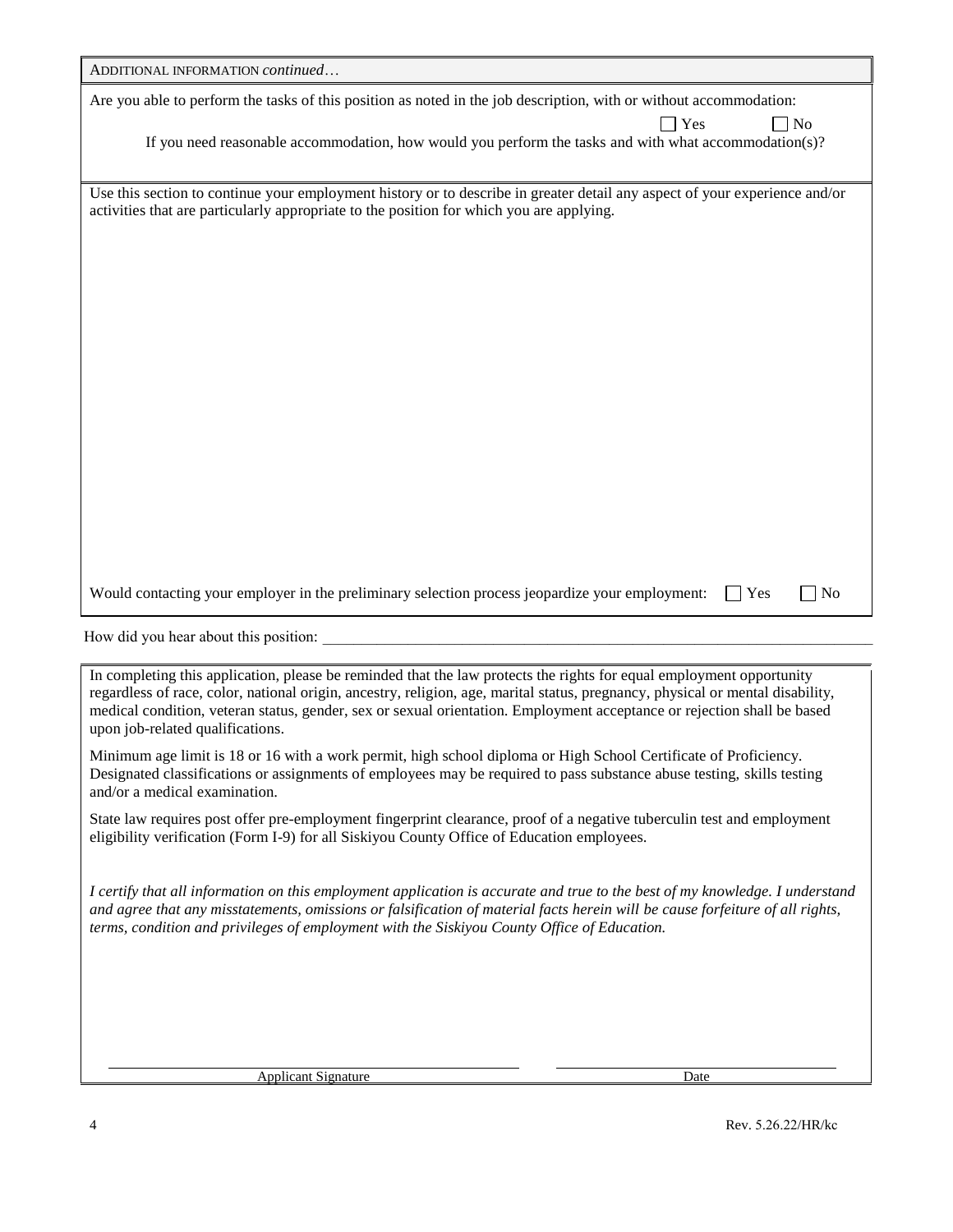ADDITIONAL INFORMATION *continued…*

Are you able to perform the tasks of this position as noted in the job description, with or without accommodation:

☐ Yes ☐ No

If you need reasonable accommodation, how would you perform the tasks and with what accommodation(s)?

Use this section to continue your employment history or to describe in greater detail any aspect of your experience and/or activities that are particularly appropriate to the position for which you are applying.

Would contacting your employer in the preliminary selection process jeopardize your employment: ☐ Yes ☐ No

How did you hear about this position: ____________________________________________

In completing this application, please be reminded that the law protects the rights for equal employment opportunity regardless of race, color, national origin, ancestry, religion, age, marital status, pregnancy, physical or mental disability, medical condition, veteran status, gender, sex or sexual orientation. Employment acceptance or rejection shall be based upon job-related qualifications.

Minimum age limit is 18 or 16 with a work permit, high school diploma or High School Certificate of Proficiency. Designated classifications or assignments of employees may be required to pass substance abuse testing, skills testing and/or a medical examination.

State law requires post offer pre-employment fingerprint clearance, proof of a negative tuberculin test and employment eligibility verification (Form I-9) for all Siskiyou County Office of Education employees.

*I certify that all information on this employment application is accurate and true to the best of my knowledge. I understand and agree that any misstatements, omissions or falsification of material facts herein will be cause forfeiture of all rights, terms, condition and privileges of employment with the Siskiyou County Office of Education.*

_______________________________ _______________________

Applicant Signature Date

Rev. 5.26.22/HR/kc